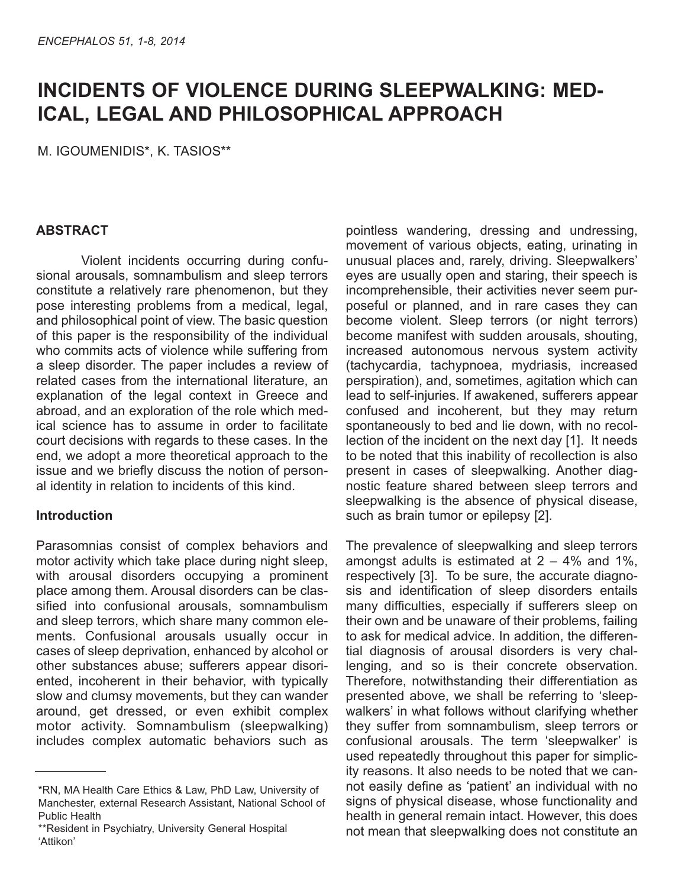# INCIDENTS OF VIOLENCE DURING SLEEPWALKING: MEDICAL, LEGAL AND PHILOSOPHICAL APPROACH

M. IGOUMENIDIS*, K. TASIOS**

## ABSTRACT

Violent incidents occurring during confusional arousals, somnambulism and sleep terrors constitute a relatively rare phenomenon, but they pose interesting problems from a medical, legal, and philosophical point of view. The basic question of this paper is the responsibility of the individual who commits acts of violence while suffering from a sleep disorder. The paper includes a review of related cases from the international literature, an explanation of the legal context in Greece and abroad, and an exploration of the role which medical science has to assume in order to facilitate court decisions with regards to these cases. In the end, we adopt a more theoretical approach to the issue and we briefly discuss the notion of personal identity in relation to incidents of this kind.

## Introduction

Parasomnias consist of complex behaviors and motor activity which take place during night sleep, with arousal disorders occupying a prominent place among them. Arousal disorders can be classified into confusional arousals, somnambulism and sleep terrors, which share many common elements. Confusional arousals usually occur in cases of sleep deprivation, enhanced by alcohol or other substances abuse; sufferers appear disoriented, incoherent in their behavior, with typically slow and clumsy movements, but they can wander around, get dressed, or even exhibit complex motor activity. Somnambulism (sleepwalking) includes complex automatic behaviors such as pointless wandering, dressing and undressing, movement of various objects, eating, urinating in unusual places and, rarely, driving. Sleepwalkers' eyes are usually open and staring, their speech is incomprehensible, their activities never seem purposeful or planned, and in rare cases they can become violent. Sleep terrors (or night terrors) become manifest with sudden arousals, shouting, increased autonomous nervous system activity (tachycardia, tachypnoea, mydriasis, increased perspiration), and, sometimes, agitation which can lead to self-injuries. If awakened, sufferers appear confused and incoherent, but they may return spontaneously to bed and lie down, with no recollection of the incident on the next day [1]. It needs to be noted that this inability of recollection is also present in cases of sleepwalking. Another diagnostic feature shared between sleep terrors and sleepwalking is the absence of physical disease, such as brain tumor or epilepsy [2].

The prevalence of sleepwalking and sleep terrors amongst adults is estimated at 2 – 4% and 1%, respectively [3]. To be sure, the accurate diagnosis and identification of sleep disorders entails many difficulties, especially if sufferers sleep on their own and be unaware of their problems, failing to ask for medical advice. In addition, the differential diagnosis of arousal disorders is very challenging, and so is their concrete observation. Therefore, notwithstanding their differentiation as presented above, we shall be referring to 'sleepwalkers' in what follows without clarifying whether they suffer from somnambulism, sleep terrors or confusional arousals. The term 'sleepwalker' is used repeatedly throughout this paper for simplicity reasons. It also needs to be noted that we cannot easily define as 'patient' an individual with no signs of physical disease, whose functionality and health in general remain intact. However, this does not mean that sleepwalking does not constitute an

---

*RN, MA Health Care Ethics & Law, PhD Law, University of Manchester, external Research Assistant, National School of Public Health

**Resident in Psychiatry, University General Hospital 'Attikon'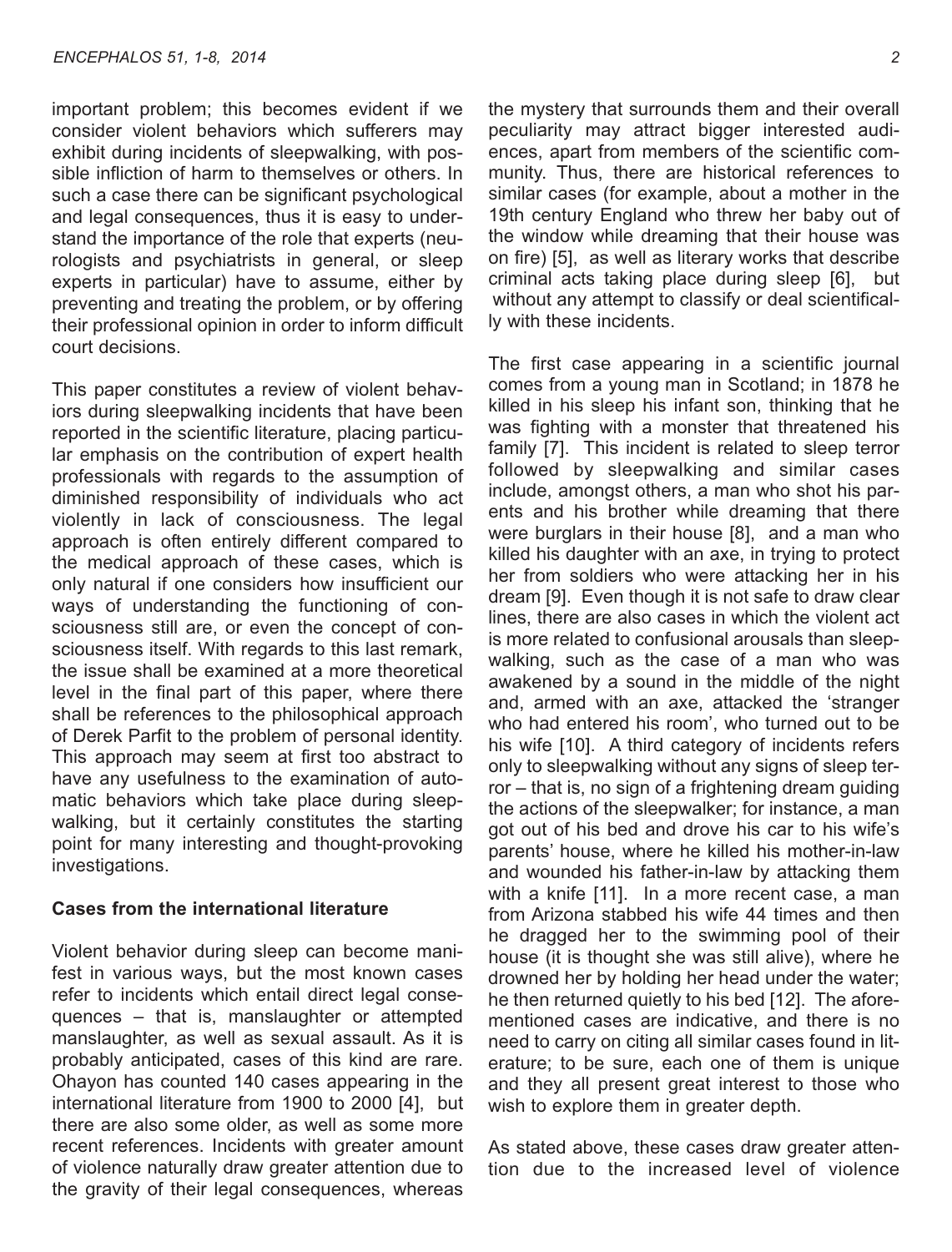important problem; this becomes evident if we consider violent behaviors which sufferers may exhibit during incidents of sleepwalking, with possible infliction of harm to themselves or others. In such a case there can be significant psychological and legal consequences, thus it is easy to understand the importance of the role that experts (neurologists and psychiatrists in general, or sleep experts in particular) have to assume, either by preventing and treating the problem, or by offering their professional opinion in order to inform difficult court decisions.

This paper constitutes a review of violent behaviors during sleepwalking incidents that have been reported in the scientific literature, placing particular emphasis on the contribution of expert health professionals with regards to the assumption of diminished responsibility of individuals who act violently in lack of consciousness. The legal approach is often entirely different compared to the medical approach of these cases, which is only natural if one considers how insufficient our ways of understanding the functioning of consciousness still are, or even the concept of consciousness itself. With regards to this last remark, the issue shall be examined at a more theoretical level in the final part of this paper, where there shall be references to the philosophical approach of Derek Parfit to the problem of personal identity. This approach may seem at first too abstract to have any usefulness to the examination of automatic behaviors which take place during sleepwalking, but it certainly constitutes the starting point for many interesting and thought-provoking investigations.

**Cases from the international literature**

Violent behavior during sleep can become manifest in various ways, but the most known cases refer to incidents which entail direct legal consequences – that is, manslaughter or attempted manslaughter, as well as sexual assault. As it is probably anticipated, cases of this kind are rare. Ohayon has counted 140 cases appearing in the international literature from 1900 to 2000 [4], but there are also some older, as well as some more recent references. Incidents with greater amount of violence naturally draw greater attention due to the gravity of their legal consequences, whereas the mystery that surrounds them and their overall peculiarity may attract bigger interested audiences, apart from members of the scientific community. Thus, there are historical references to similar cases (for example, about a mother in the 19th century England who threw her baby out of the window while dreaming that their house was on fire) [5], as well as literary works that describe criminal acts taking place during sleep [6], but without any attempt to classify or deal scientifically with these incidents.

The first case appearing in a scientific journal comes from a young man in Scotland; in 1878 he killed in his sleep his infant son, thinking that he was fighting with a monster that threatened his family [7]. This incident is related to sleep terror followed by sleepwalking and similar cases include, amongst others, a man who shot his parents and his brother while dreaming that there were burglars in their house [8], and a man who killed his daughter with an axe, in trying to protect her from soldiers who were attacking her in his dream [9]. Even though it is not safe to draw clear lines, there are also cases in which the violent act is more related to confusional arousals than sleepwalking, such as the case of a man who was awakened by a sound in the middle of the night and, armed with an axe, attacked the 'stranger who had entered his room', who turned out to be his wife [10]. A third category of incidents refers only to sleepwalking without any signs of sleep terror – that is, no sign of a frightening dream guiding the actions of the sleepwalker; for instance, a man got out of his bed and drove his car to his wife's parents' house, where he killed his mother-in-law and wounded his father-in-law by attacking them with a knife [11]. In a more recent case, a man from Arizona stabbed his wife 44 times and then he dragged her to the swimming pool of their house (it is thought she was still alive), where he drowned her by holding her head under the water; he then returned quietly to his bed [12]. The aforementioned cases are indicative, and there is no need to carry on citing all similar cases found in literature; to be sure, each one of them is unique and they all present great interest to those who wish to explore them in greater depth.

As stated above, these cases draw greater attention due to the increased level of violence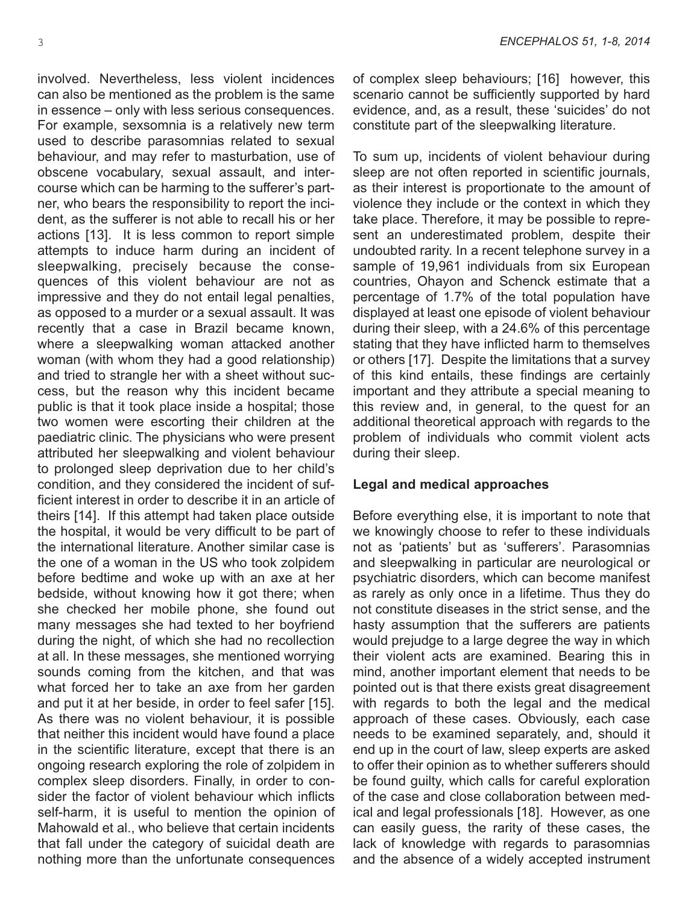involved. Nevertheless, less violent incidences can also be mentioned as the problem is the same in essence – only with less serious consequences. For example, sexsomnia is a relatively new term used to describe parasomnias related to sexual behaviour, and may refer to masturbation, use of obscene vocabulary, sexual assault, and intercourse which can be harming to the sufferer's partner, who bears the responsibility to report the incident, as the sufferer is not able to recall his or her actions [13]. It is less common to report simple attempts to induce harm during an incident of sleepwalking, precisely because the consequences of this violent behaviour are not as impressive and they do not entail legal penalties, as opposed to a murder or a sexual assault. It was recently that a case in Brazil became known, where a sleepwalking woman attacked another woman (with whom they had a good relationship) and tried to strangle her with a sheet without success, but the reason why this incident became public is that it took place inside a hospital; those two women were escorting their children at the paediatric clinic. The physicians who were present attributed her sleepwalking and violent behaviour to prolonged sleep deprivation due to her child's condition, and they considered the incident of sufficient interest in order to describe it in an article of theirs [14]. If this attempt had taken place outside the hospital, it would be very difficult to be part of the international literature. Another similar case is the one of a woman in the US who took zolpidem before bedtime and woke up with an axe at her bedside, without knowing how it got there; when she checked her mobile phone, she found out many messages she had texted to her boyfriend during the night, of which she had no recollection at all. In these messages, she mentioned worrying sounds coming from the kitchen, and that was what forced her to take an axe from her garden and put it at her beside, in order to feel safer [15]. As there was no violent behaviour, it is possible that neither this incident would have found a place in the scientific literature, except that there is an ongoing research exploring the role of zolpidem in complex sleep disorders. Finally, in order to consider the factor of violent behaviour which inflicts self-harm, it is useful to mention the opinion of Mahowald et al., who believe that certain incidents that fall under the category of suicidal death are nothing more than the unfortunate consequences of complex sleep behaviours; [16] however, this scenario cannot be sufficiently supported by hard evidence, and, as a result, these 'suicides' do not constitute part of the sleepwalking literature.

To sum up, incidents of violent behaviour during sleep are not often reported in scientific journals, as their interest is proportionate to the amount of violence they include or the context in which they take place. Therefore, it may be possible to represent an underestimated problem, despite their undoubted rarity. In a recent telephone survey in a sample of 19,961 individuals from six European countries, Ohayon and Schenck estimate that a percentage of 1.7% of the total population have displayed at least one episode of violent behaviour during their sleep, with a 24.6% of this percentage stating that they have inflicted harm to themselves or others [17]. Despite the limitations that a survey of this kind entails, these findings are certainly important and they attribute a special meaning to this review and, in general, to the quest for an additional theoretical approach with regards to the problem of individuals who commit violent acts during their sleep.

## Legal and medical approaches

Before everything else, it is important to note that we knowingly choose to refer to these individuals not as 'patients' but as 'sufferers'. Parasomnias and sleepwalking in particular are neurological or psychiatric disorders, which can become manifest as rarely as only once in a lifetime. Thus they do not constitute diseases in the strict sense, and the hasty assumption that the sufferers are patients would prejudge to a large degree the way in which their violent acts are examined. Bearing this in mind, another important element that needs to be pointed out is that there exists great disagreement with regards to both the legal and the medical approach of these cases. Obviously, each case needs to be examined separately, and, should it end up in the court of law, sleep experts are asked to offer their opinion as to whether sufferers should be found guilty, which calls for careful exploration of the case and close collaboration between medical and legal professionals [18]. However, as one can easily guess, the rarity of these cases, the lack of knowledge with regards to parasomnias and the absence of a widely accepted instrument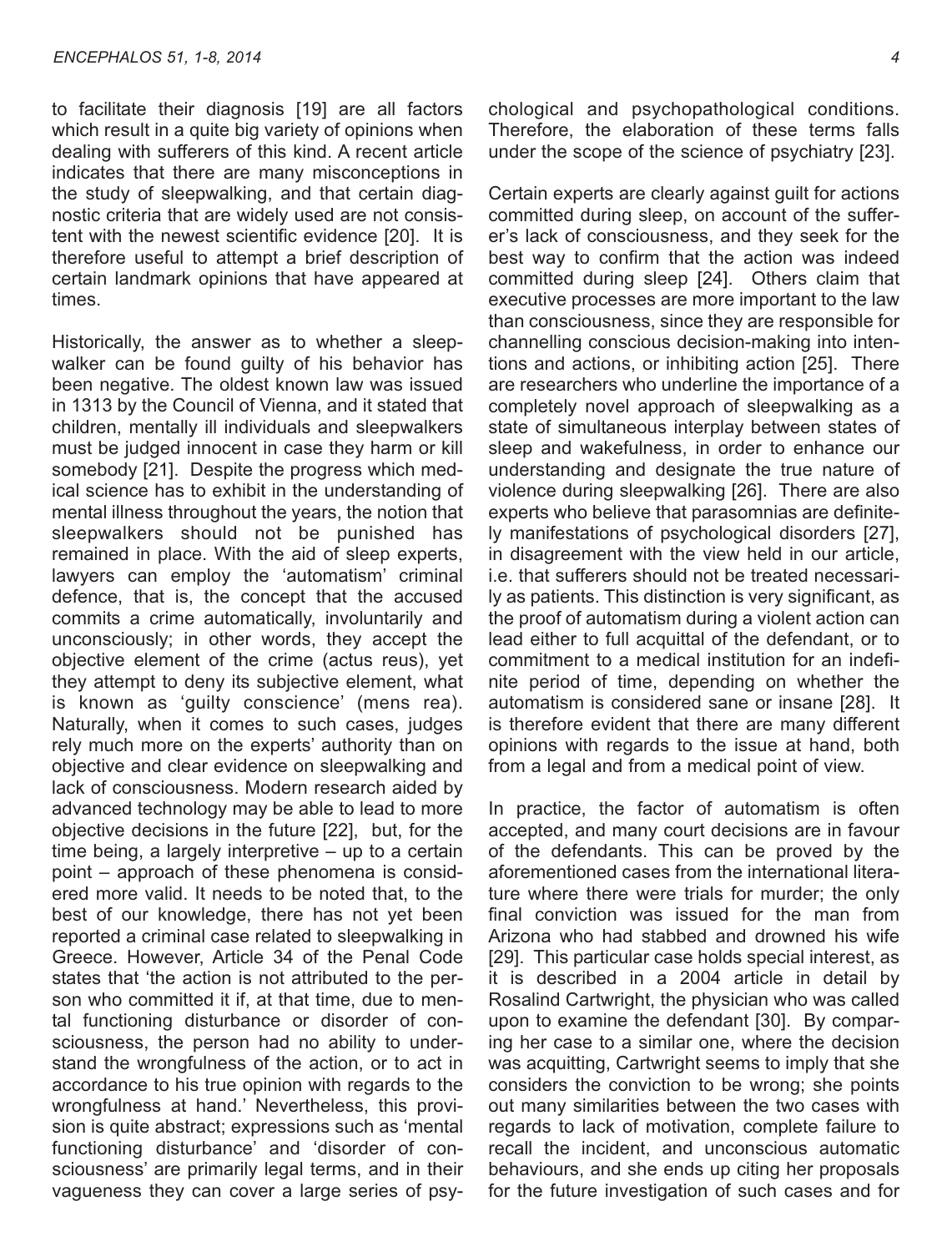to facilitate their diagnosis [19] are all factors which result in a quite big variety of opinions when dealing with sufferers of this kind. A recent article indicates that there are many misconceptions in the study of sleepwalking, and that certain diagnostic criteria that are widely used are not consistent with the newest scientific evidence [20]. It is therefore useful to attempt a brief description of certain landmark opinions that have appeared at times.

Historically, the answer as to whether a sleepwalker can be found guilty of his behavior has been negative. The oldest known law was issued in 1313 by the Council of Vienna, and it stated that children, mentally ill individuals and sleepwalkers must be judged innocent in case they harm or kill somebody [21]. Despite the progress which medical science has to exhibit in the understanding of mental illness throughout the years, the notion that sleepwalkers should not be punished has remained in place. With the aid of sleep experts, lawyers can employ the 'automatism' criminal defence, that is, the concept that the accused commits a crime automatically, involuntarily and unconsciously; in other words, they accept the objective element of the crime (actus reus), yet they attempt to deny its subjective element, what is known as 'guilty conscience' (mens rea). Naturally, when it comes to such cases, judges rely much more on the experts' authority than on objective and clear evidence on sleepwalking and lack of consciousness. Modern research aided by advanced technology may be able to lead to more objective decisions in the future [22], but, for the time being, a largely interpretive – up to a certain point – approach of these phenomena is considered more valid. It needs to be noted that, to the best of our knowledge, there has not yet been reported a criminal case related to sleepwalking in Greece. However, Article 34 of the Penal Code states that 'the action is not attributed to the person who committed it if, at that time, due to mental functioning disturbance or disorder of consciousness, the person had no ability to understand the wrongfulness of the action, or to act in accordance to his true opinion with regards to the wrongfulness at hand.' Nevertheless, this provision is quite abstract; expressions such as 'mental functioning disturbance' and 'disorder of consciousness' are primarily legal terms, and in their vagueness they can cover a large series of psychological and psychopathological conditions. Therefore, the elaboration of these terms falls under the scope of the science of psychiatry [23].

Certain experts are clearly against guilt for actions committed during sleep, on account of the sufferer's lack of consciousness, and they seek for the best way to confirm that the action was indeed committed during sleep [24]. Others claim that executive processes are more important to the law than consciousness, since they are responsible for channelling conscious decision-making into intentions and actions, or inhibiting action [25]. There are researchers who underline the importance of a completely novel approach of sleepwalking as a state of simultaneous interplay between states of sleep and wakefulness, in order to enhance our understanding and designate the true nature of violence during sleepwalking [26]. There are also experts who believe that parasomnias are definitely manifestations of psychological disorders [27], in disagreement with the view held in our article, i.e. that sufferers should not be treated necessarily as patients. This distinction is very significant, as the proof of automatism during a violent action can lead either to full acquittal of the defendant, or to commitment to a medical institution for an indefinite period of time, depending on whether the automatism is considered sane or insane [28]. It is therefore evident that there are many different opinions with regards to the issue at hand, both from a legal and from a medical point of view.

In practice, the factor of automatism is often accepted, and many court decisions are in favour of the defendants. This can be proved by the aforementioned cases from the international literature where there were trials for murder; the only final conviction was issued for the man from Arizona who had stabbed and drowned his wife [29]. This particular case holds special interest, as it is described in a 2004 article in detail by Rosalind Cartwright, the physician who was called upon to examine the defendant [30]. By comparing her case to a similar one, where the decision was acquitting, Cartwright seems to imply that she considers the conviction to be wrong; she points out many similarities between the two cases with regards to lack of motivation, complete failure to recall the incident, and unconscious automatic behaviours, and she ends up citing her proposals for the future investigation of such cases and for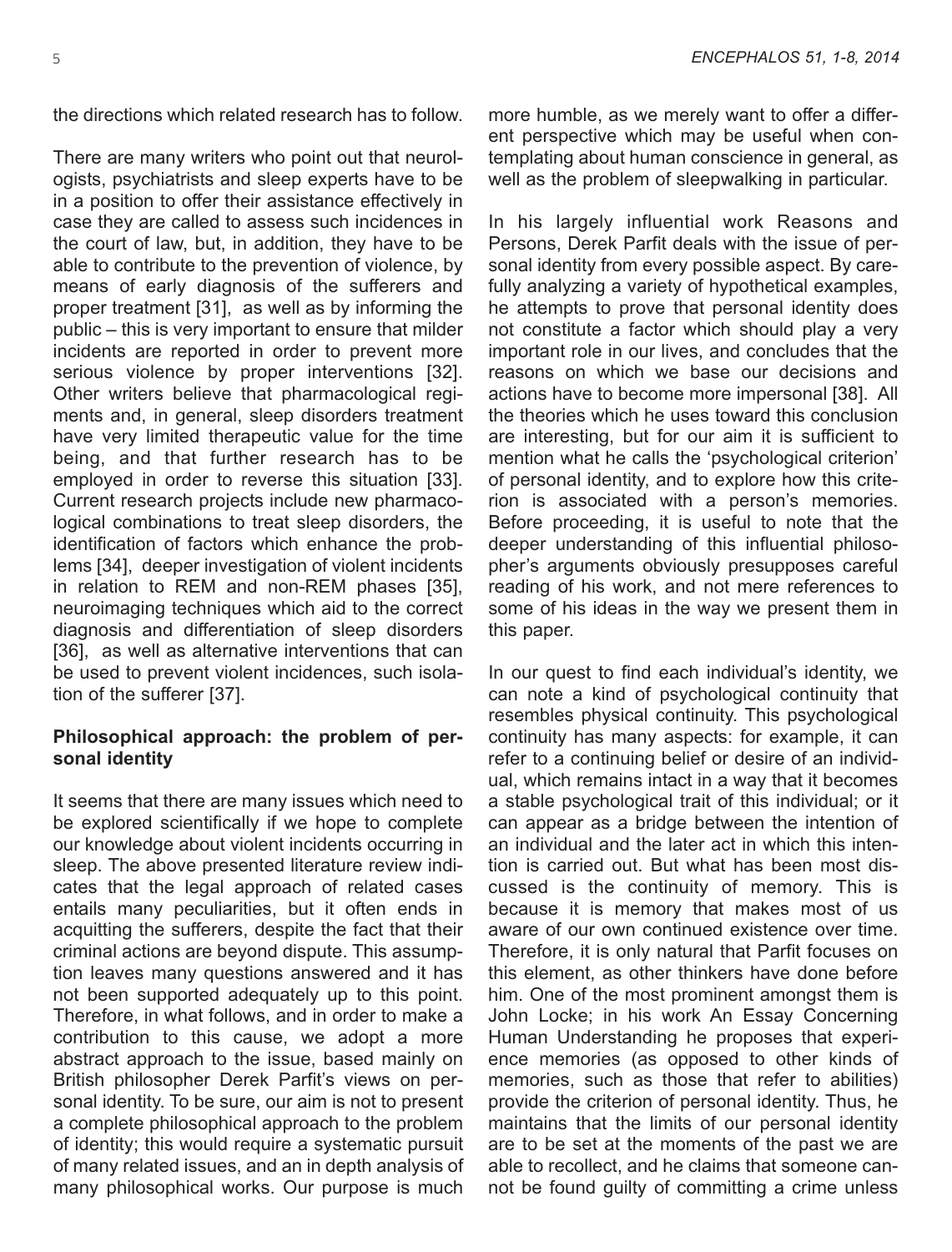the directions which related research has to follow.

There are many writers who point out that neurologists, psychiatrists and sleep experts have to be in a position to offer their assistance effectively in case they are called to assess such incidences in the court of law, but, in addition, they have to be able to contribute to the prevention of violence, by means of early diagnosis of the sufferers and proper treatment [31], as well as by informing the public – this is very important to ensure that milder incidents are reported in order to prevent more serious violence by proper interventions [32]. Other writers believe that pharmacological regiments and, in general, sleep disorders treatment have very limited therapeutic value for the time being, and that further research has to be employed in order to reverse this situation [33]. Current research projects include new pharmacological combinations to treat sleep disorders, the identification of factors which enhance the problems [34], deeper investigation of violent incidents in relation to REM and non-REM phases [35], neuroimaging techniques which aid to the correct diagnosis and differentiation of sleep disorders [36], as well as alternative interventions that can be used to prevent violent incidences, such isolation of the sufferer [37].

### Philosophical approach: the problem of personal identity

It seems that there are many issues which need to be explored scientifically if we hope to complete our knowledge about violent incidents occurring in sleep. The above presented literature review indicates that the legal approach of related cases entails many peculiarities, but it often ends in acquitting the sufferers, despite the fact that their criminal actions are beyond dispute. This assumption leaves many questions answered and it has not been supported adequately up to this point. Therefore, in what follows, and in order to make a contribution to this cause, we adopt a more abstract approach to the issue, based mainly on British philosopher Derek Parfit's views on personal identity. To be sure, our aim is not to present a complete philosophical approach to the problem of identity; this would require a systematic pursuit of many related issues, and an in depth analysis of many philosophical works. Our purpose is much more humble, as we merely want to offer a different perspective which may be useful when contemplating about human conscience in general, as well as the problem of sleepwalking in particular.

In his largely influential work Reasons and Persons, Derek Parfit deals with the issue of personal identity from every possible aspect. By carefully analyzing a variety of hypothetical examples, he attempts to prove that personal identity does not constitute a factor which should play a very important role in our lives, and concludes that the reasons on which we base our decisions and actions have to become more impersonal [38]. All the theories which he uses toward this conclusion are interesting, but for our aim it is sufficient to mention what he calls the 'psychological criterion' of personal identity, and to explore how this criterion is associated with a person's memories. Before proceeding, it is useful to note that the deeper understanding of this influential philosopher's arguments obviously presupposes careful reading of his work, and not mere references to some of his ideas in the way we present them in this paper.

In our quest to find each individual's identity, we can note a kind of psychological continuity that resembles physical continuity. This psychological continuity has many aspects: for example, it can refer to a continuing belief or desire of an individual, which remains intact in a way that it becomes a stable psychological trait of this individual; or it can appear as a bridge between the intention of an individual and the later act in which this intention is carried out. But what has been most discussed is the continuity of memory. This is because it is memory that makes most of us aware of our own continued existence over time. Therefore, it is only natural that Parfit focuses on this element, as other thinkers have done before him. One of the most prominent amongst them is John Locke; in his work An Essay Concerning Human Understanding he proposes that experience memories (as opposed to other kinds of memories, such as those that refer to abilities) provide the criterion of personal identity. Thus, he maintains that the limits of our personal identity are to be set at the moments of the past we are able to recollect, and he claims that someone cannot be found guilty of committing a crime unless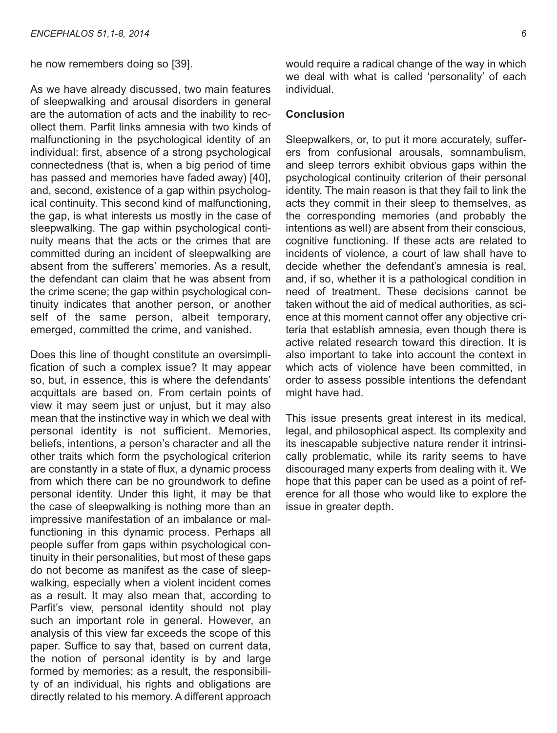he now remembers doing so [39].

As we have already discussed, two main features of sleepwalking and arousal disorders in general are the automation of acts and the inability to recollect them. Parfit links amnesia with two kinds of malfunctioning in the psychological identity of an individual: first, absence of a strong psychological connectedness (that is, when a big period of time has passed and memories have faded away) [40], and, second, existence of a gap within psychological continuity. This second kind of malfunctioning, the gap, is what interests us mostly in the case of sleepwalking. The gap within psychological continuity means that the acts or the crimes that are committed during an incident of sleepwalking are absent from the sufferers' memories. As a result, the defendant can claim that he was absent from the crime scene; the gap within psychological continuity indicates that another person, or another self of the same person, albeit temporary, emerged, committed the crime, and vanished.

Does this line of thought constitute an oversimplification of such a complex issue? It may appear so, but, in essence, this is where the defendants' acquittals are based on. From certain points of view it may seem just or unjust, but it may also mean that the instinctive way in which we deal with personal identity is not sufficient. Memories, beliefs, intentions, a person's character and all the other traits which form the psychological criterion are constantly in a state of flux, a dynamic process from which there can be no groundwork to define personal identity. Under this light, it may be that the case of sleepwalking is nothing more than an impressive manifestation of an imbalance or malfunctioning in this dynamic process. Perhaps all people suffer from gaps within psychological continuity in their personalities, but most of these gaps do not become as manifest as the case of sleepwalking, especially when a violent incident comes as a result. It may also mean that, according to Parfit's view, personal identity should not play such an important role in general. However, an analysis of this view far exceeds the scope of this paper. Suffice to say that, based on current data, the notion of personal identity is by and large formed by memories; as a result, the responsibility of an individual, his rights and obligations are directly related to his memory. A different approach would require a radical change of the way in which we deal with what is called 'personality' of each individual.

## Conclusion

Sleepwalkers, or, to put it more accurately, sufferers from confusional arousals, somnambulism, and sleep terrors exhibit obvious gaps within the psychological continuity criterion of their personal identity. The main reason is that they fail to link the acts they commit in their sleep to themselves, as the corresponding memories (and probably the intentions as well) are absent from their conscious, cognitive functioning. If these acts are related to incidents of violence, a court of law shall have to decide whether the defendant's amnesia is real, and, if so, whether it is a pathological condition in need of treatment. These decisions cannot be taken without the aid of medical authorities, as science at this moment cannot offer any objective criteria that establish amnesia, even though there is active related research toward this direction. It is also important to take into account the context in which acts of violence have been committed, in order to assess possible intentions the defendant might have had.

This issue presents great interest in its medical, legal, and philosophical aspect. Its complexity and its inescapable subjective nature render it intrinsically problematic, while its rarity seems to have discouraged many experts from dealing with it. We hope that this paper can be used as a point of reference for all those who would like to explore the issue in greater depth.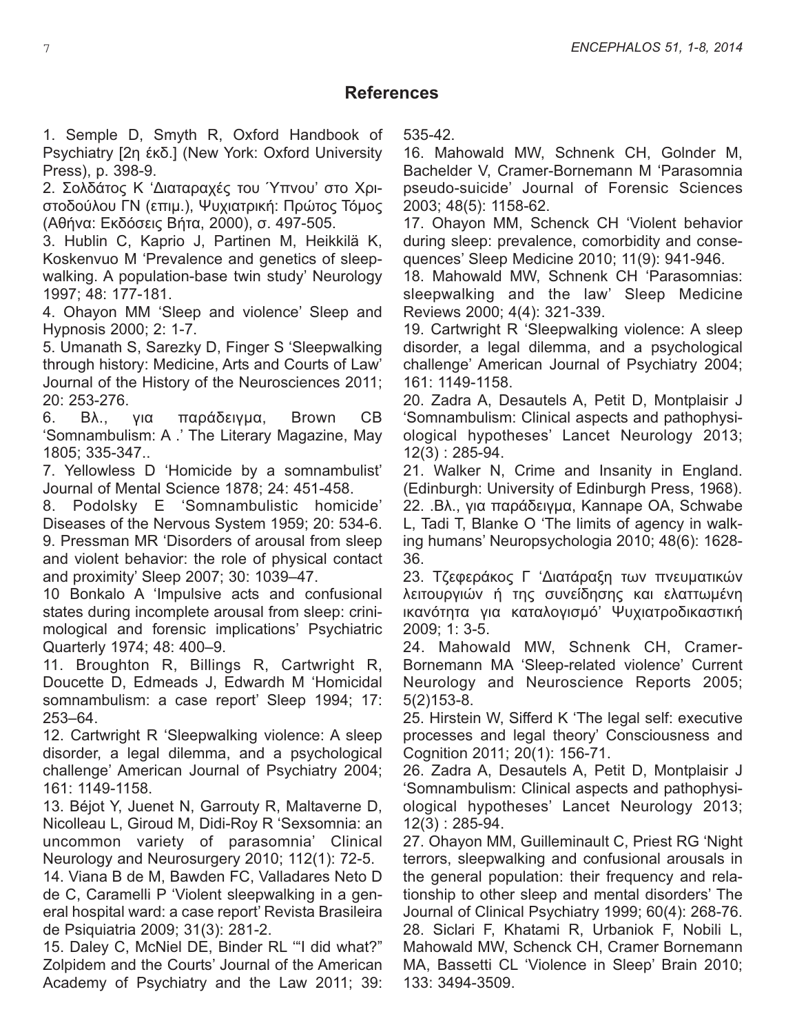## References

1. Semple D, Smyth R, Oxford Handbook of Psychiatry [2η έκδ.] (New York: Oxford University Press), p. 398-9.
2. Σολδάτος Κ 'Διαταραχές του Ύπνου' στο Χριστοδούλου ΓΝ (επιμ.), Ψυχιατρική: Πρώτος Τόμος (Αθήνα: Εκδόσεις Βήτα, 2000), σ. 497-505.
3. Hublin C, Kaprio J, Partinen M, Heikkilä K, Koskenvuo M 'Prevalence and genetics of sleepwalking. A population-base twin study' Neurology 1997; 48: 177-181.
4. Ohayon MM 'Sleep and violence' Sleep and Hypnosis 2000; 2: 1-7.
5. Umanath S, Sarezky D, Finger S 'Sleepwalking through history: Medicine, Arts and Courts of Law' Journal of the History of the Neurosciences 2011; 20: 253-276.
6. Βλ., για παράδειγμα, Brown CB 'Somnambulism: A .' The Literary Magazine, May 1805; 335-347..
7. Yellowless D 'Homicide by a somnambulist' Journal of Mental Science 1878; 24: 451-458.
8. Podolsky E 'Somnambulistic homicide' Diseases of the Nervous System 1959; 20: 534-6.
9. Pressman MR 'Disorders of arousal from sleep and violent behavior: the role of physical contact and proximity' Sleep 2007; 30: 1039–47.
10 Bonkalo A 'Impulsive acts and confusional states during incomplete arousal from sleep: crinimological and forensic implications' Psychiatric Quarterly 1974; 48: 400–9.
11. Broughton R, Billings R, Cartwright R, Doucette D, Edmeads J, Edwardh M 'Homicidal somnambulism: a case report' Sleep 1994; 17: 253–64.
12. Cartwright R 'Sleepwalking violence: A sleep disorder, a legal dilemma, and a psychological challenge' American Journal of Psychiatry 2004; 161: 1149-1158.
13. Béjot Y, Juenet N, Garrouty R, Maltaverne D, Nicolleau L, Giroud M, Didi-Roy R 'Sexsomnia: an uncommon variety of parasomnia' Clinical Neurology and Neurosurgery 2010; 112(1): 72-5.
14. Viana B de M, Bawden FC, Valladares Neto D de C, Caramelli P 'Violent sleepwalking in a general hospital ward: a case report' Revista Brasileira de Psiquiatria 2009; 31(3): 281-2.
15. Daley C, McNiel DE, Binder RL '"I did what?" Zolpidem and the Courts' Journal of the American Academy of Psychiatry and the Law 2011; 39: 535-42.
16. Mahowald MW, Schnenk CH, Golnder M, Bachelder V, Cramer-Bornemann M 'Parasomnia pseudo-suicide' Journal of Forensic Sciences 2003; 48(5): 1158-62.
17. Ohayon MM, Schenck CH 'Violent behavior during sleep: prevalence, comorbidity and consequences' Sleep Medicine 2010; 11(9): 941-946.
18. Mahowald MW, Schnenk CH 'Parasomnias: sleepwalking and the law' Sleep Medicine Reviews 2000; 4(4): 321-339.
19. Cartwright R 'Sleepwalking violence: A sleep disorder, a legal dilemma, and a psychological challenge' American Journal of Psychiatry 2004; 161: 1149-1158.
20. Zadra A, Desautels A, Petit D, Montplaisir J 'Somnambulism: Clinical aspects and pathophysiological hypotheses' Lancet Neurology 2013; 12(3) : 285-94.
21. Walker N, Crime and Insanity in England. (Edinburgh: University of Edinburgh Press, 1968).
22. .Βλ., για παράδειγμα, Kannape OA, Schwabe L, Tadi T, Blanke O 'The limits of agency in walking humans' Neuropsychologia 2010; 48(6): 1628-36.
23. Τζεφεράκος Γ 'Διατάραξη των πνευματικών λειτουργιών ή της συνείδησης και ελαττωμένη ικανότητα για καταλογισμό' Ψυχιατροδικαστική 2009; 1: 3-5.
24. Mahowald MW, Schnenk CH, Cramer-Bornemann MA 'Sleep-related violence' Current Neurology and Neuroscience Reports 2005; 5(2)153-8.
25. Hirstein W, Sifferd K 'The legal self: executive processes and legal theory' Consciousness and Cognition 2011; 20(1): 156-71.
26. Zadra A, Desautels A, Petit D, Montplaisir J 'Somnambulism: Clinical aspects and pathophysiological hypotheses' Lancet Neurology 2013; 12(3) : 285-94.
27. Ohayon MM, Guilleminault C, Priest RG 'Night terrors, sleepwalking and confusional arousals in the general population: their frequency and relationship to other sleep and mental disorders' The Journal of Clinical Psychiatry 1999; 60(4): 268-76.
28. Siclari F, Khatami R, Urbaniok F, Nobili L, Mahowald MW, Schenck CH, Cramer Bornemann MA, Bassetti CL 'Violence in Sleep' Brain 2010; 133: 3494-3509.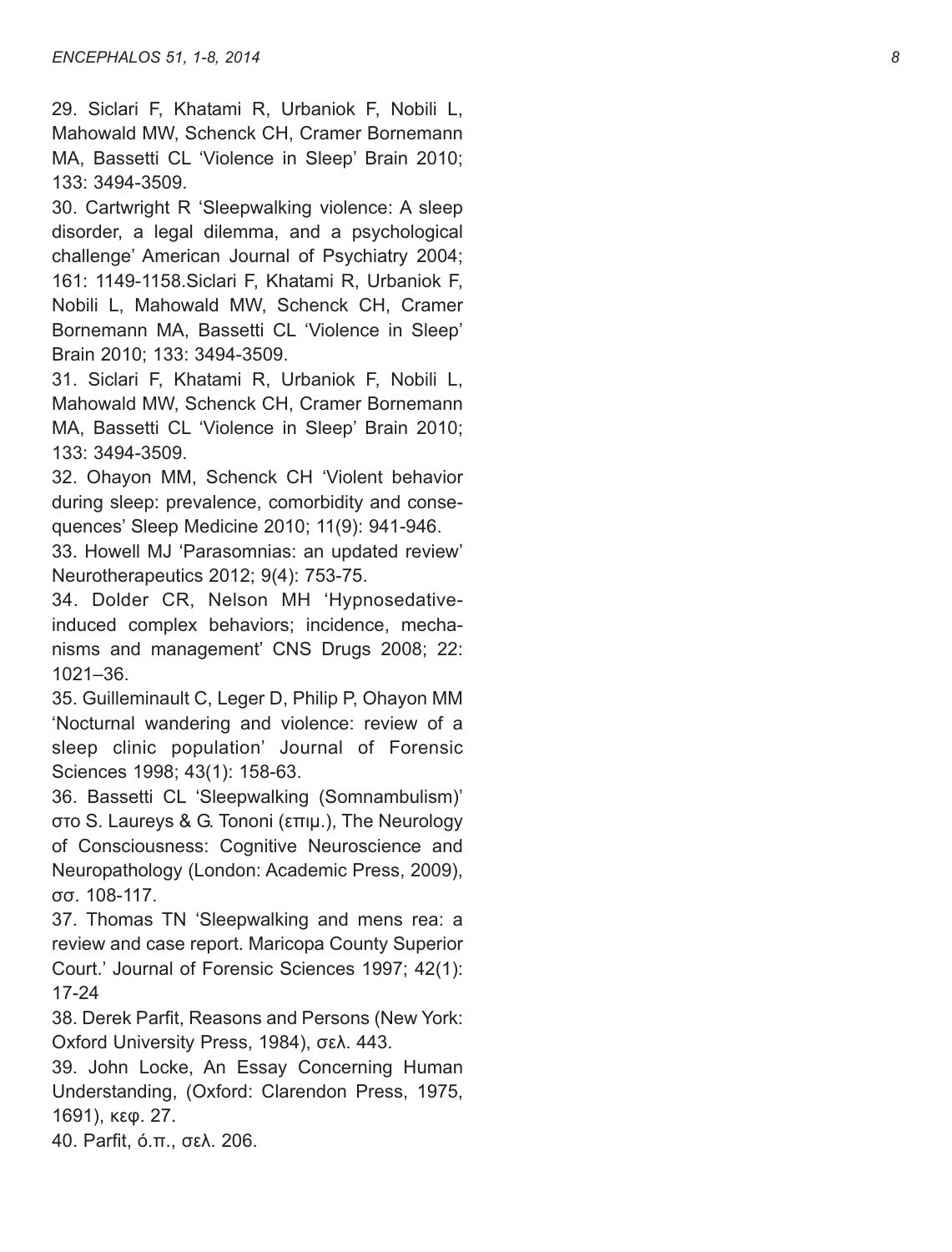29. Siclari F, Khatami R, Urbaniok F, Nobili L, Mahowald MW, Schenck CH, Cramer Bornemann MA, Bassetti CL 'Violence in Sleep' Brain 2010; 133: 3494-3509.

30. Cartwright R 'Sleepwalking violence: A sleep disorder, a legal dilemma, and a psychological challenge' American Journal of Psychiatry 2004; 161: 1149-1158.Siclari F, Khatami R, Urbaniok F, Nobili L, Mahowald MW, Schenck CH, Cramer Bornemann MA, Bassetti CL 'Violence in Sleep' Brain 2010; 133: 3494-3509.

31. Siclari F, Khatami R, Urbaniok F, Nobili L, Mahowald MW, Schenck CH, Cramer Bornemann MA, Bassetti CL 'Violence in Sleep' Brain 2010; 133: 3494-3509.

32. Ohayon MM, Schenck CH 'Violent behavior during sleep: prevalence, comorbidity and consequences' Sleep Medicine 2010; 11(9): 941-946.

33. Howell MJ 'Parasomnias: an updated review' Neurotherapeutics 2012; 9(4): 753-75.

34. Dolder CR, Nelson MH 'Hypnosedative-induced complex behaviors; incidence, mechanisms and management' CNS Drugs 2008; 22: 1021–36.

35. Guilleminault C, Leger D, Philip P, Ohayon MM 'Nocturnal wandering and violence: review of a sleep clinic population' Journal of Forensic Sciences 1998; 43(1): 158-63.

36. Bassetti CL 'Sleepwalking (Somnambulism)' στο S. Laureys & G. Tononi (επιμ.), The Neurology of Consciousness: Cognitive Neuroscience and Neuropathology (London: Academic Press, 2009), σσ. 108-117.

37. Thomas TN 'Sleepwalking and mens rea: a review and case report. Maricopa County Superior Court.' Journal of Forensic Sciences 1997; 42(1): 17-24

38. Derek Parfit, Reasons and Persons (New York: Oxford University Press, 1984), σελ. 443.

39. John Locke, An Essay Concerning Human Understanding, (Oxford: Clarendon Press, 1975, 1691), κεφ. 27.

40. Parfit, ό.π., σελ. 206.